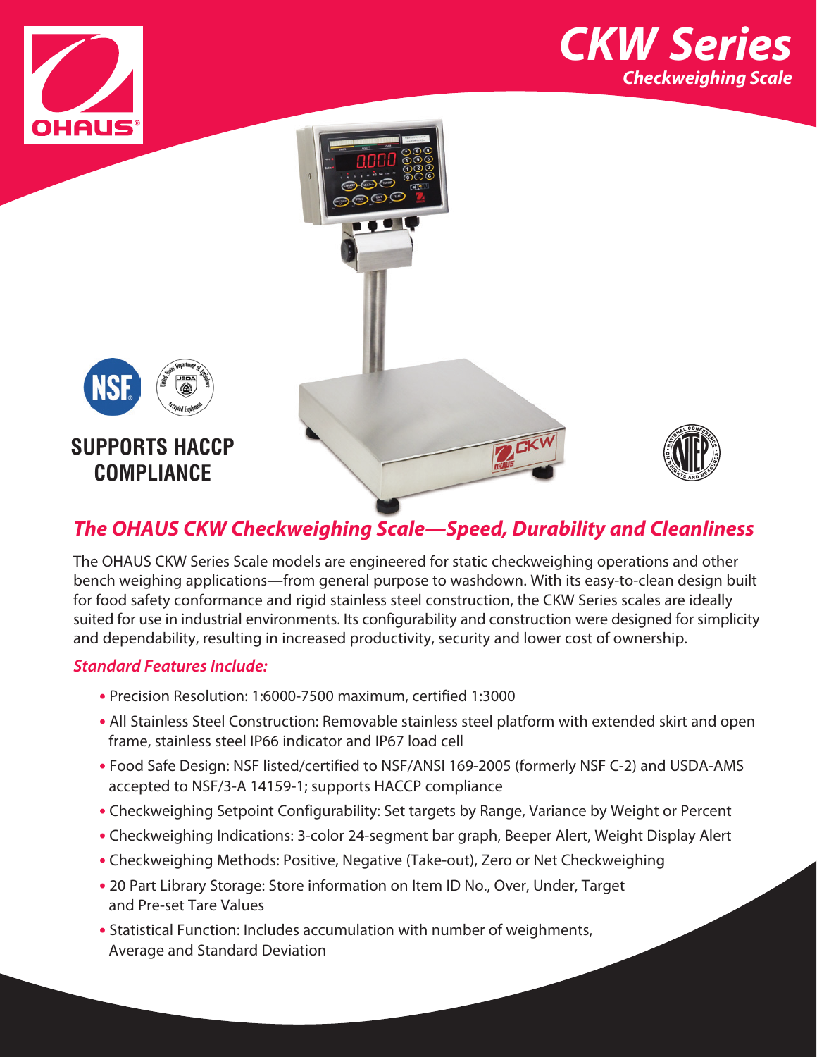# CKW Series

## Checkweighing Scale

SUPPORTS HACCP COMPLIANCE

## *The OHAUS CKW Checkweighing Scale—Speed, Durability and Cleanliness*

The OHAUS CKW Series Scale models are engineered for static checkweighing operations and other bench weighing applications—from general purpose to washdown. With its easy-to-clean design built for food safety conformance and rigid stainless steel construction, the CKW Series scales are ideally suited for use in industrial environments. Its configurability and construction were designed for simplicity and dependability, resulting in increased productivity, security and lower cost of ownership.

### *Standard Features Include:*

- Precision Resolution: 1:6000-7500 maximum, certified 1:3000
- All Stainless Steel Construction: Removable stainless steel platform with extended skirt and open frame, stainless steel IP66 indicator and IP67 load cell
- Food Safe Design: NSF listed/certified to NSF/ANSI 169-2005 (formerly NSF C-2) and USDA-AMS accepted to NSF/3-A 14159-1; supports HACCP compliance
- Checkweighing Setpoint Configurability: Set targets by Range, Variance by Weight or Percent
- Checkweighing Indications: 3-color 24-segment bar graph, Beeper Alert, Weight Display Alert
- Checkweighing Methods: Positive, Negative (Take-out), Zero or Net Checkweighing
- 20 Part Library Storage: Store information on Item ID No., Over, Under, Target and Pre-set Tare Values
- Statistical Function: Includes accumulation with number of weighments, Average and Standard Deviation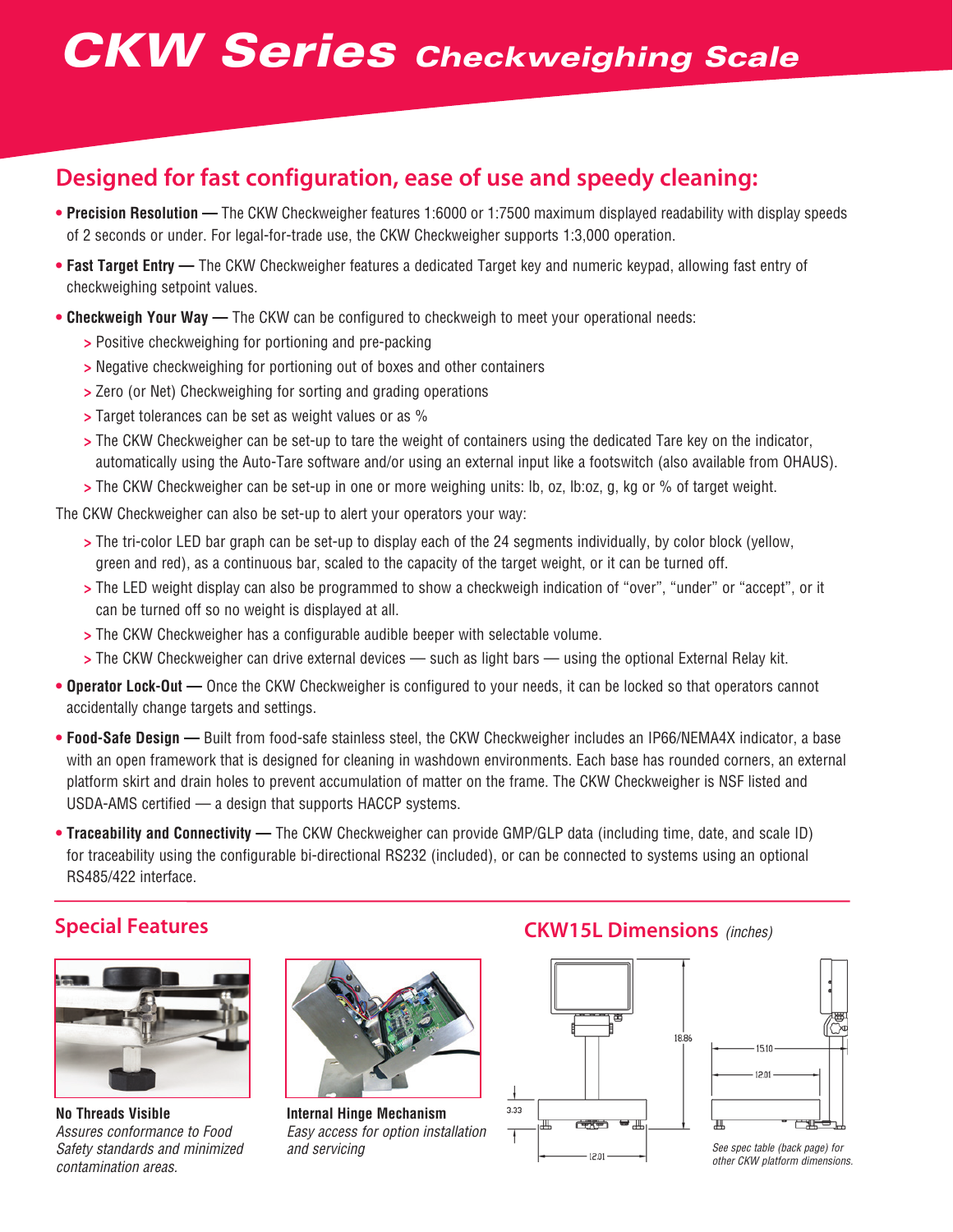# CKW Series Checkweighing Scale

## Designed for fast configuration, ease of use and speedy cleaning:

- **Precision Resolution —** The CKW Checkweigher features 1:6000 or 1:7500 maximum displayed readability with display speeds of 2 seconds or under. For legal-for-trade use, the CKW Checkweigher supports 1:3,000 operation.
- **Fast Target Entry —** The CKW Checkweigher features a dedicated Target key and numeric keypad, allowing fast entry of checkweighing setpoint values.
- **Checkweigh Your Way —** The CKW can be configured to checkweigh to meet your operational needs:
  - > Positive checkweighing for portioning and pre-packing
  - > Negative checkweighing for portioning out of boxes and other containers
  - > Zero (or Net) Checkweighing for sorting and grading operations
  - > Target tolerances can be set as weight values or as %
  - > The CKW Checkweigher can be set-up to tare the weight of containers using the dedicated Tare key on the indicator, automatically using the Auto-Tare software and/or using an external input like a footswitch (also available from OHAUS).
  - > The CKW Checkweigher can be set-up in one or more weighing units: lb, oz, lb:oz, g, kg or % of target weight.

The CKW Checkweigher can also be set-up to alert your operators your way:

- > The tri-color LED bar graph can be set-up to display each of the 24 segments individually, by color block (yellow, green and red), as a continuous bar, scaled to the capacity of the target weight, or it can be turned off.
- > The LED weight display can also be programmed to show a checkweigh indication of "over", "under" or "accept", or it can be turned off so no weight is displayed at all.
- > The CKW Checkweigher has a configurable audible beeper with selectable volume.
- > The CKW Checkweigher can drive external devices — such as light bars — using the optional External Relay kit.

- **Operator Lock-Out —** Once the CKW Checkweigher is configured to your needs, it can be locked so that operators cannot accidentally change targets and settings.
- **Food-Safe Design —** Built from food-safe stainless steel, the CKW Checkweigher includes an IP66/NEMA4X indicator, a base with an open framework that is designed for cleaning in washdown environments. Each base has rounded corners, an external platform skirt and drain holes to prevent accumulation of matter on the frame. The CKW Checkweigher is NSF listed and USDA-AMS certified — a design that supports HACCP systems.
- **Traceability and Connectivity —** The CKW Checkweigher can provide GMP/GLP data (including time, date, and scale ID) for traceability using the configurable bi-directional RS232 (included), or can be connected to systems using an optional RS485/422 interface.

## Special Features

**No Threads Visible**
*Assures conformance to Food Safety standards and minimized contamination areas.*

**Internal Hinge Mechanism**
*Easy access for option installation and servicing*

## CKW15L Dimensions *(inches)*

18.86

3.33

12.01

15.10

12.01

*See spec table (back page) for other CKW platform dimensions.*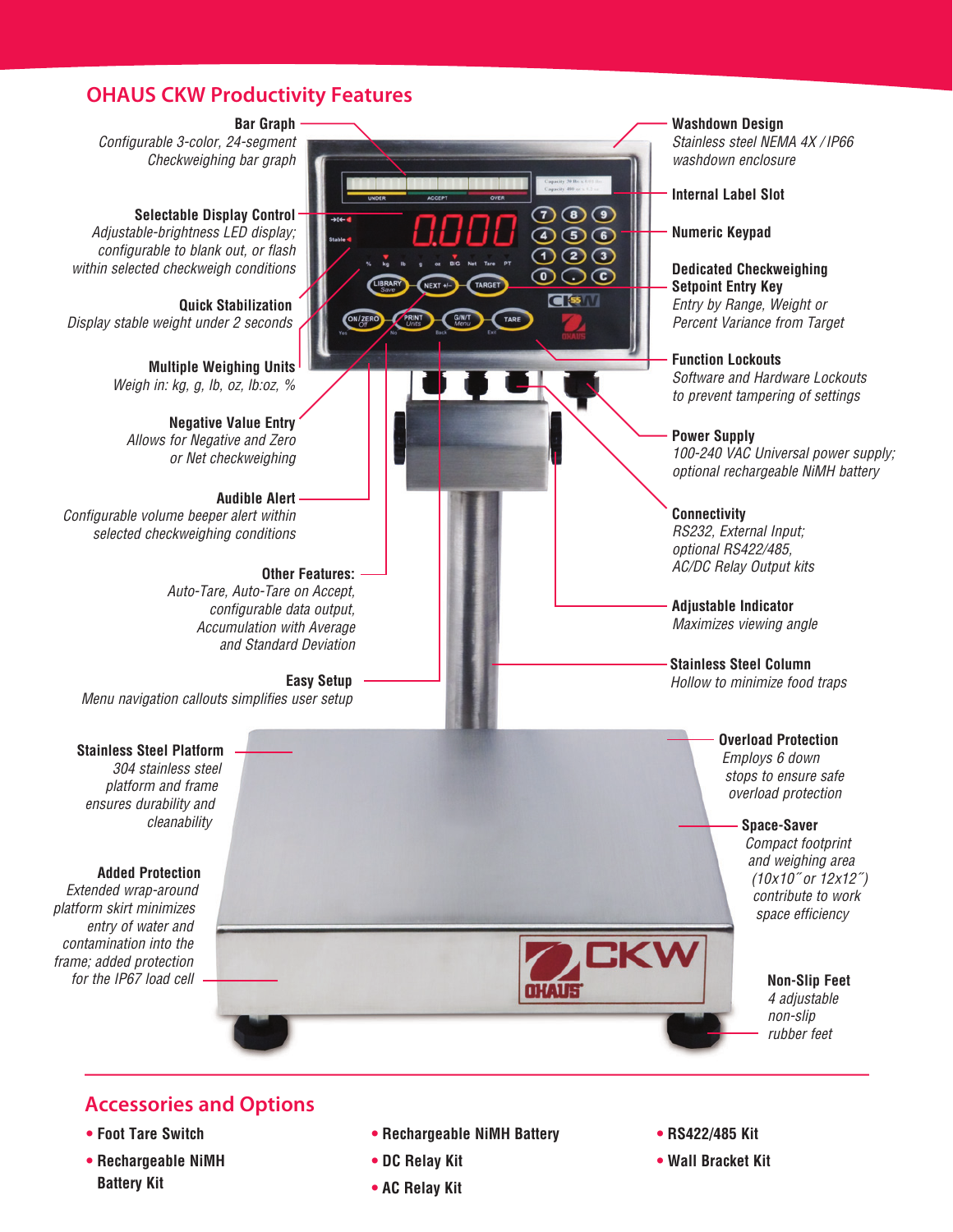## OHAUS CKW Productivity Features

**Bar Graph**
*Configurable 3-color, 24-segment Checkweighing bar graph*

**Selectable Display Control**
*Adjustable-brightness LED display; configurable to blank out, or flash within selected checkweigh conditions*

**Quick Stabilization**
*Display stable weight under 2 seconds*

**Multiple Weighing Units**
*Weigh in: kg, g, lb, oz, lb:oz, %*

**Negative Value Entry**
*Allows for Negative and Zero or Net checkweighing*

**Audible Alert**
*Configurable volume beeper alert within selected checkweighing conditions*

**Other Features:**
*Auto-Tare, Auto-Tare on Accept, configurable data output, Accumulation with Average and Standard Deviation*

**Easy Setup**
*Menu navigation callouts simplifies user setup*

**Stainless Steel Platform**
*304 stainless steel platform and frame ensures durability and cleanability*

**Added Protection**
*Extended wrap-around platform skirt minimizes entry of water and contamination into the frame; added protection for the IP67 load cell*

**Washdown Design**
*Stainless steel NEMA 4X / IP66 washdown enclosure*

**Internal Label Slot**

**Numeric Keypad**

**Dedicated Checkweighing Setpoint Entry Key**
*Entry by Range, Weight or Percent Variance from Target*

**Function Lockouts**
*Software and Hardware Lockouts to prevent tampering of settings*

**Power Supply**
*100-240 VAC Universal power supply; optional rechargeable NiMH battery*

**Connectivity**
*RS232, External Input; optional RS422/485, AC/DC Relay Output kits*

**Adjustable Indicator**
*Maximizes viewing angle*

**Stainless Steel Column**
*Hollow to minimize food traps*

**Overload Protection**
*Employs 6 down stops to ensure safe overload protection*

**Space-Saver**
*Compact footprint and weighing area (10x10˝ or 12x12˝) contribute to work space efficiency*

**Non-Slip Feet**
*4 adjustable non-slip rubber feet*

## Accessories and Options

- Foot Tare Switch
- Rechargeable NiMH Battery Kit
- Rechargeable NiMH Battery
- DC Relay Kit
- AC Relay Kit
- RS422/485 Kit
- Wall Bracket Kit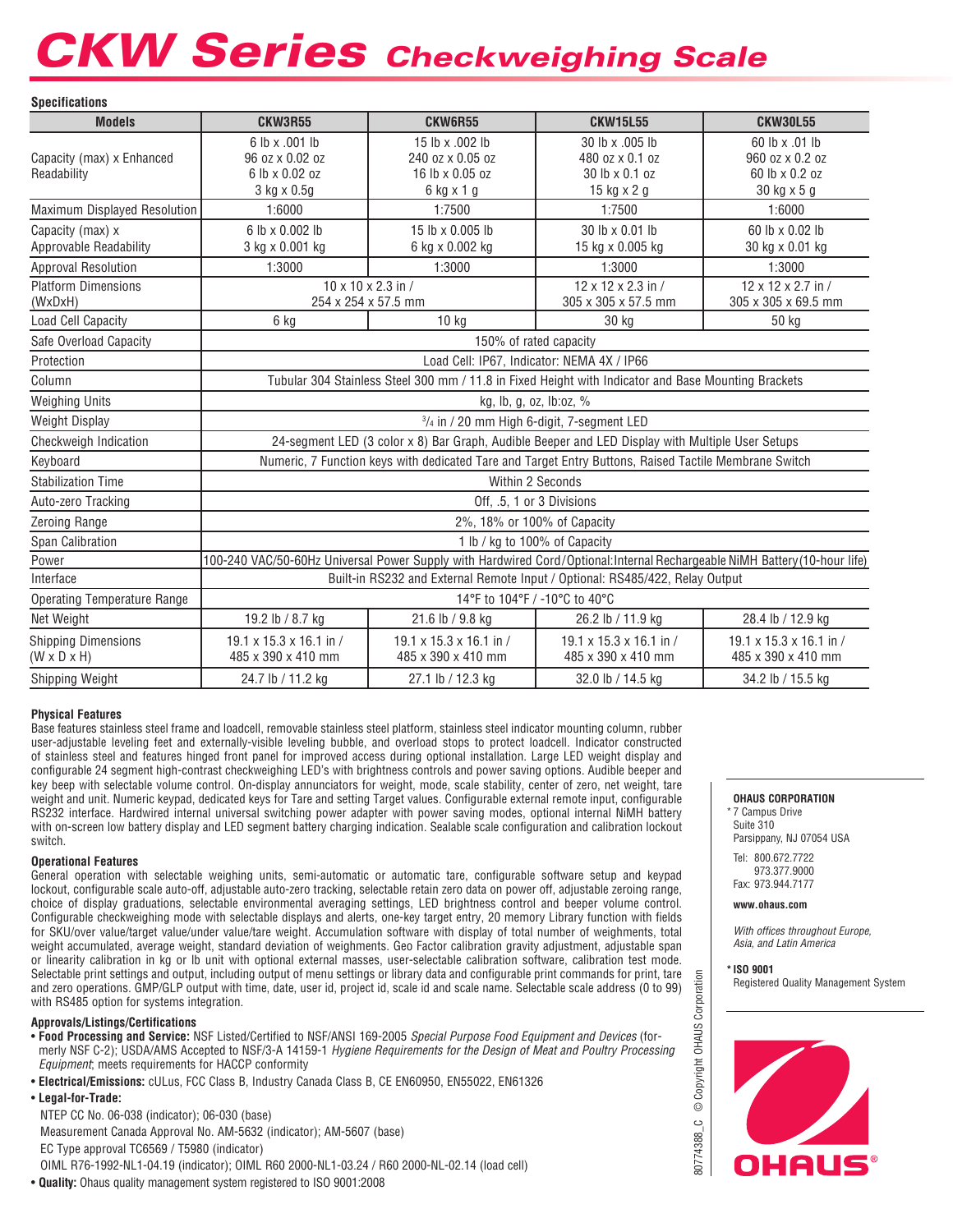# CKW Series Checkweighing Scale

**Specifications**

| Models | CKW3R55 | CKW6R55 | CKW15L55 | CKW30L55 |
|---|---|---|---|---|
| Capacity (max) x Enhanced Readability | 6 lb x .001 lb<br>96 oz x 0.02 oz<br>6 lb x 0.02 oz<br>3 kg x 0.5g | 15 lb x .002 lb<br>240 oz x 0.05 oz<br>16 lb x 0.05 oz<br>6 kg x 1 g | 30 lb x .005 lb<br>480 oz x 0.1 oz<br>30 lb x 0.1 oz<br>15 kg x 2 g | 60 lb x .01 lb<br>960 oz x 0.2 oz<br>60 lb x 0.2 oz<br>30 kg x 5 g |
| Maximum Displayed Resolution | 1:6000 | 1:7500 | 1:7500 | 1:6000 |
| Capacity (max) x Approvable Readability | 6 lb x 0.002 lb<br>3 kg x 0.001 kg | 15 lb x 0.005 lb<br>6 kg x 0.002 kg | 30 lb x 0.01 lb<br>15 kg x 0.005 kg | 60 lb x 0.02 lb<br>30 kg x 0.01 kg |
| Approval Resolution | 1:3000 | 1:3000 | 1:3000 | 1:3000 |
| Platform Dimensions (WxDxH) | 10 x 10 x 2.3 in / 254 x 254 x 57.5 mm | | 12 x 12 x 2.3 in / 305 x 305 x 57.5 mm | 12 x 12 x 2.7 in / 305 x 305 x 69.5 mm |
| Load Cell Capacity | 6 kg | 10 kg | 30 kg | 50 kg |
| Safe Overload Capacity | 150% of rated capacity | | | |
| Protection | Load Cell: IP67, Indicator: NEMA 4X / IP66 | | | |
| Column | Tubular 304 Stainless Steel 300 mm / 11.8 in Fixed Height with Indicator and Base Mounting Brackets | | | |
| Weighing Units | kg, lb, g, oz, lb:oz, % | | | |
| Weight Display | 3/4 in / 20 mm High 6-digit, 7-segment LED | | | |
| Checkweigh Indication | 24-segment LED (3 color x 8) Bar Graph, Audible Beeper and LED Display with Multiple User Setups | | | |
| Keyboard | Numeric, 7 Function keys with dedicated Tare and Target Entry Buttons, Raised Tactile Membrane Switch | | | |
| Stabilization Time | Within 2 Seconds | | | |
| Auto-zero Tracking | Off, .5, 1 or 3 Divisions | | | |
| Zeroing Range | 2%, 18% or 100% of Capacity | | | |
| Span Calibration | 1 lb / kg to 100% of Capacity | | | |
| Power | 100-240 VAC/50-60Hz Universal Power Supply with Hardwired Cord/Optional:Internal Rechargeable NiMH Battery (10-hour life) | | | |
| Interface | Built-in RS232 and External Remote Input / Optional: RS485/422, Relay Output | | | |
| Operating Temperature Range | 14°F to 104°F / -10°C to 40°C | | | |
| Net Weight | 19.2 lb / 8.7 kg | 21.6 lb / 9.8 kg | 26.2 lb / 11.9 kg | 28.4 lb / 12.9 kg |
| Shipping Dimensions (W x D x H) | 19.1 x 15.3 x 16.1 in / 485 x 390 x 410 mm | 19.1 x 15.3 x 16.1 in / 485 x 390 x 410 mm | 19.1 x 15.3 x 16.1 in / 485 x 390 x 410 mm | 19.1 x 15.3 x 16.1 in / 485 x 390 x 410 mm |
| Shipping Weight | 24.7 lb / 11.2 kg | 27.1 lb / 12.3 kg | 32.0 lb / 14.5 kg | 34.2 lb / 15.5 kg |

**Physical Features**

Base features stainless steel frame and loadcell, removable stainless steel platform, stainless steel indicator mounting column, rubber user-adjustable leveling feet and externally-visible leveling bubble, and overload stops to protect loadcell. Indicator constructed of stainless steel and features hinged front panel for improved access during optional installation. Large LED weight display and configurable 24 segment high-contrast checkweighing LED's with brightness controls and power saving options. Audible beeper and key beep with selectable volume control. On-display annunciators for weight, mode, scale stability, center of zero, net weight, tare weight and unit. Numeric keypad, dedicated keys for Tare and setting Target values. Configurable external remote input, configurable RS232 interface. Hardwired internal universal switching power adapter with power saving modes, optional internal NiMH battery with on-screen low battery display and LED segment battery charging indication. Sealable scale configuration and calibration lockout switch.

**Operational Features**

General operation with selectable weighing units, semi-automatic or automatic tare, configurable software setup and keypad lockout, configurable scale auto-off, adjustable auto-zero tracking, selectable retain zero data on power off, adjustable zeroing range, choice of display graduations, selectable environmental averaging settings, LED brightness control and beeper volume control. Configurable checkweighing mode with selectable displays and alerts, one-key target entry, 20 memory Library function with fields for SKU/over value/target value/under value/tare weight. Accumulation software with display of total number of weighments, total weight accumulated, average weight, standard deviation of weighments. Geo Factor calibration gravity adjustment, adjustable span or linearity calibration in kg or lb unit with optional external masses, user-selectable calibration software, calibration test mode. Selectable print settings and output, including output of menu settings or library data and configurable print commands for print, tare and zero operations. GMP/GLP output with time, date, user id, project id, scale id and scale name. Selectable scale address (0 to 99) with RS485 option for systems integration.

**Approvals/Listings/Certifications**

- **Food Processing and Service:** NSF Listed/Certified to NSF/ANSI 169-2005 *Special Purpose Food Equipment and Devices* (formerly NSF C-2); USDA/AMS Accepted to NSF/3-A 14159-1 *Hygiene Requirements for the Design of Meat and Poultry Processing Equipment*; meets requirements for HACCP conformity
- **Electrical/Emissions:** cULus, FCC Class B, Industry Canada Class B, CE EN60950, EN55022, EN61326
- **Legal-for-Trade:**

  NTEP CC No. 06-038 (indicator); 06-030 (base)

  Measurement Canada Approval No. AM-5632 (indicator); AM-5607 (base)

  EC Type approval TC6569 / T5980 (indicator)

  OIML R76-1992-NL1-04.19 (indicator); OIML R60 2000-NL1-03.24 / R60 2000-NL-02.14 (load cell)
- **Quality:** Ohaus quality management system registered to ISO 9001:2008

80774388_C © Copyright OHAUS Corporation

**OHAUS CORPORATION**
* 7 Campus Drive
Suite 310
Parsippany, NJ 07054 USA

Tel: 800.672.7722
973.377.9000
Fax: 973.944.7177

**www.ohaus.com**

*With offices throughout Europe, Asia, and Latin America*

**\* ISO 9001**
Registered Quality Management System

OHAUS®